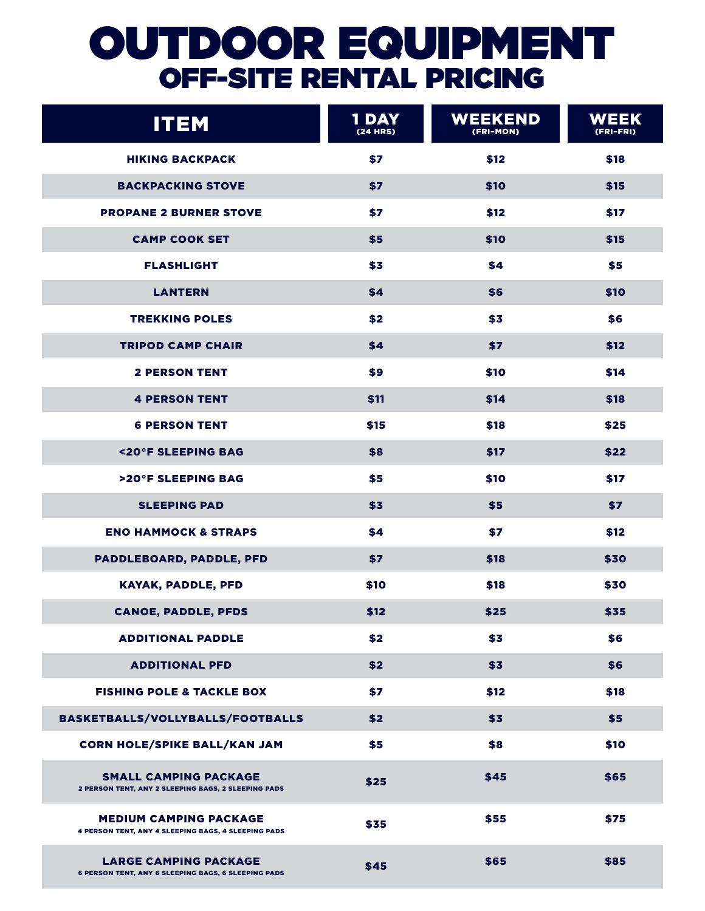# OUTDOOR EQUIPMENT

## OFF-SITE RENTAL PRICING

| ITEM | 1 DAY (24 HRS) | WEEKEND (FRI-MON) | WEEK (FRI-FRI) |
|---|---|---|---|
| HIKING BACKPACK | $7 | $12 | $18 |
| BACKPACKING STOVE | $7 | $10 | $15 |
| PROPANE 2 BURNER STOVE | $7 | $12 | $17 |
| CAMP COOK SET | $5 | $10 | $15 |
| FLASHLIGHT | $3 | $4 | $5 |
| LANTERN | $4 | $6 | $10 |
| TREKKING POLES | $2 | $3 | $6 |
| TRIPOD CAMP CHAIR | $4 | $7 | $12 |
| 2 PERSON TENT | $9 | $10 | $14 |
| 4 PERSON TENT | $11 | $14 | $18 |
| 6 PERSON TENT | $15 | $18 | $25 |
| <20°F SLEEPING BAG | $8 | $17 | $22 |
| >20°F SLEEPING BAG | $5 | $10 | $17 |
| SLEEPING PAD | $3 | $5 | $7 |
| ENO HAMMOCK & STRAPS | $4 | $7 | $12 |
| PADDLEBOARD, PADDLE, PFD | $7 | $18 | $30 |
| KAYAK, PADDLE, PFD | $10 | $18 | $30 |
| CANOE, PADDLE, PFDS | $12 | $25 | $35 |
| ADDITIONAL PADDLE | $2 | $3 | $6 |
| ADDITIONAL PFD | $2 | $3 | $6 |
| FISHING POLE & TACKLE BOX | $7 | $12 | $18 |
| BASKETBALLS/VOLLYBALLS/FOOTBALLS | $2 | $3 | $5 |
| CORN HOLE/SPIKE BALL/KAN JAM | $5 | $8 | $10 |
| SMALL CAMPING PACKAGE<br>2 PERSON TENT, ANY 2 SLEEPING BAGS, 2 SLEEPING PADS | $25 | $45 | $65 |
| MEDIUM CAMPING PACKAGE<br>4 PERSON TENT, ANY 4 SLEEPING BAGS, 4 SLEEPING PADS | $35 | $55 | $75 |
| LARGE CAMPING PACKAGE<br>6 PERSON TENT, ANY 6 SLEEPING BAGS, 6 SLEEPING PADS | $45 | $65 | $85 |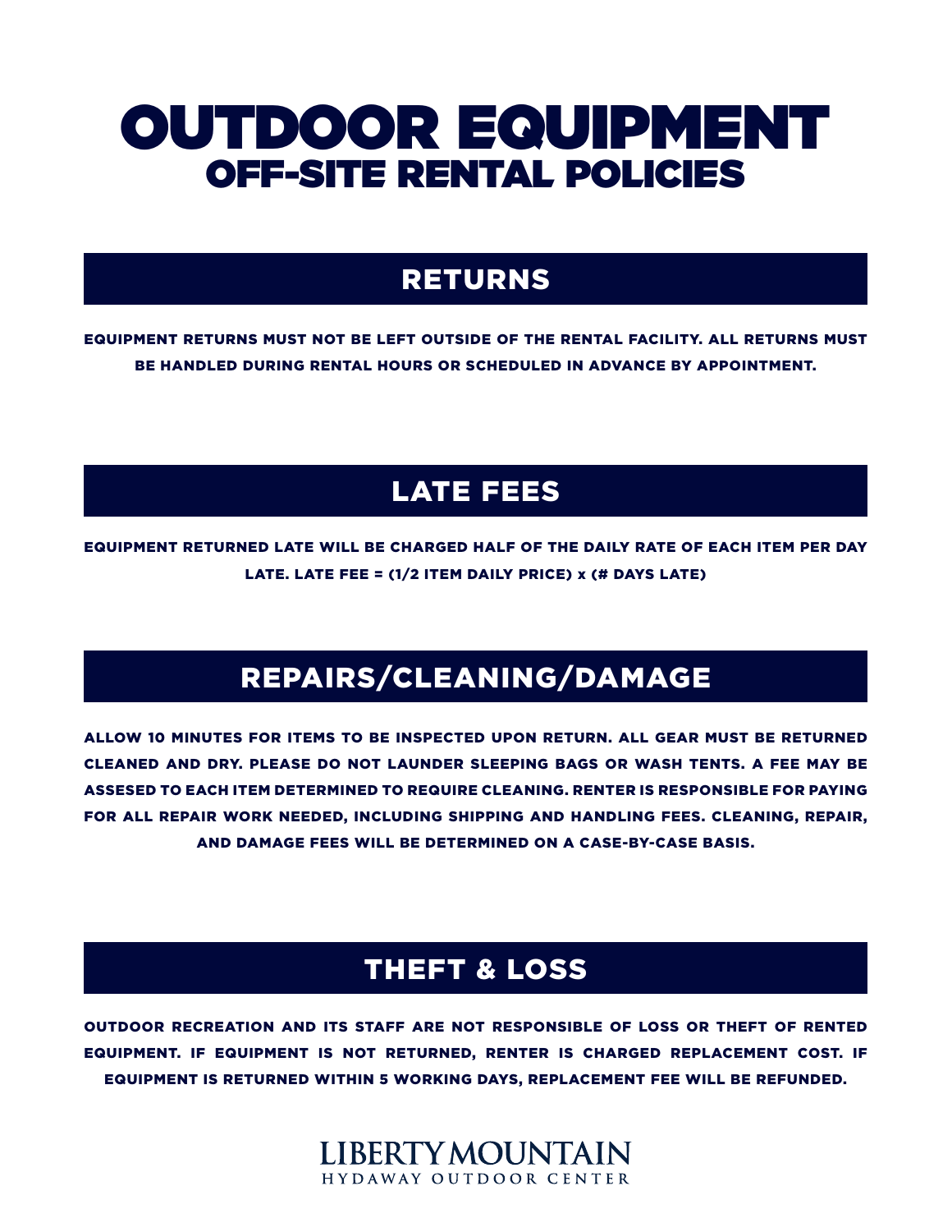# OUTDOOR EQUIPMENT
## OFF-SITE RENTAL POLICIES

## RETURNS

EQUIPMENT RETURNS MUST NOT BE LEFT OUTSIDE OF THE RENTAL FACILITY. ALL RETURNS MUST BE HANDLED DURING RENTAL HOURS OR SCHEDULED IN ADVANCE BY APPOINTMENT.

## LATE FEES

EQUIPMENT RETURNED LATE WILL BE CHARGED HALF OF THE DAILY RATE OF EACH ITEM PER DAY LATE. LATE FEE = (1/2 ITEM DAILY PRICE) x (# DAYS LATE)

## REPAIRS/CLEANING/DAMAGE

ALLOW 10 MINUTES FOR ITEMS TO BE INSPECTED UPON RETURN. ALL GEAR MUST BE RETURNED CLEANED AND DRY. PLEASE DO NOT LAUNDER SLEEPING BAGS OR WASH TENTS. A FEE MAY BE ASSESED TO EACH ITEM DETERMINED TO REQUIRE CLEANING. RENTER IS RESPONSIBLE FOR PAYING FOR ALL REPAIR WORK NEEDED, INCLUDING SHIPPING AND HANDLING FEES. CLEANING, REPAIR, AND DAMAGE FEES WILL BE DETERMINED ON A CASE-BY-CASE BASIS.

## THEFT & LOSS

OUTDOOR RECREATION AND ITS STAFF ARE NOT RESPONSIBLE OF LOSS OR THEFT OF RENTED EQUIPMENT. IF EQUIPMENT IS NOT RETURNED, RENTER IS CHARGED REPLACEMENT COST. IF EQUIPMENT IS RETURNED WITHIN 5 WORKING DAYS, REPLACEMENT FEE WILL BE REFUNDED.

LIBERTY MOUNTAIN
HYDAWAY OUTDOOR CENTER